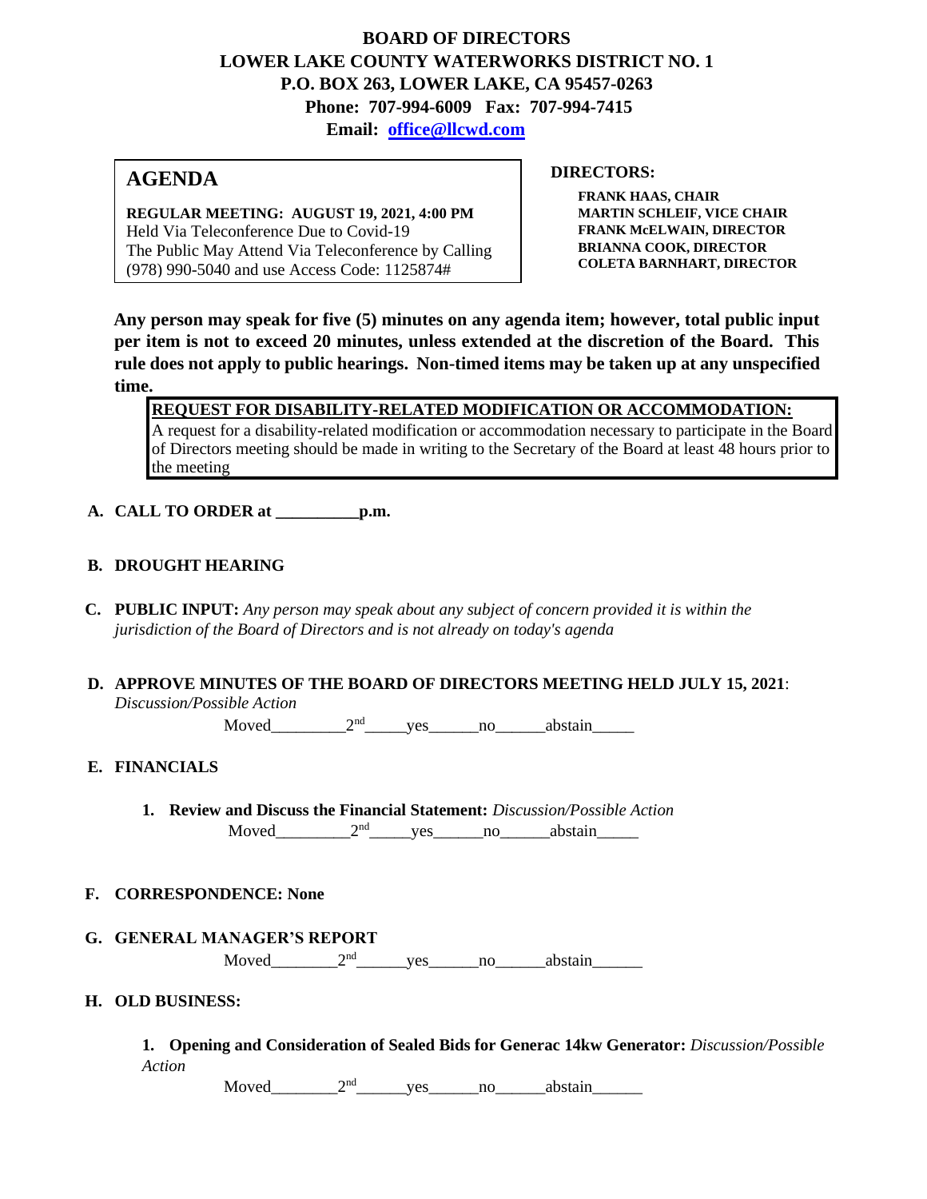# BOARD OF DIRECTORS
# LOWER LAKE COUNTY WATERWORKS DISTRICT NO. 1
## P.O. BOX 263, LOWER LAKE, CA 95457-0263
## Phone: 707-994-6009 Fax: 707-994-7415
## Email: office@llcwd.com

## AGENDA

**REGULAR MEETING: AUGUST 19, 2021, 4:00 PM**
Held Via Teleconference Due to Covid-19
The Public May Attend Via Teleconference by Calling (978) 990-5040 and use Access Code: 1125874#

**DIRECTORS:**

**FRANK HAAS, CHAIR**
**MARTIN SCHLEIF, VICE CHAIR**
**FRANK McELWAIN, DIRECTOR**
**BRIANNA COOK, DIRECTOR**
**COLETA BARNHART, DIRECTOR**

**Any person may speak for five (5) minutes on any agenda item; however, total public input per item is not to exceed 20 minutes, unless extended at the discretion of the Board. This rule does not apply to public hearings. Non-timed items may be taken up at any unspecified time.**

**REQUEST FOR DISABILITY-RELATED MODIFICATION OR ACCOMMODATION:**
A request for a disability-related modification or accommodation necessary to participate in the Board of Directors meeting should be made in writing to the Secretary of the Board at least 48 hours prior to the meeting

**A. CALL TO ORDER at __________p.m.**

**B. DROUGHT HEARING**

**C. PUBLIC INPUT:** *Any person may speak about any subject of concern provided it is within the jurisdiction of the Board of Directors and is not already on today's agenda*

**D. APPROVE MINUTES OF THE BOARD OF DIRECTORS MEETING HELD JULY 15, 2021**: *Discussion/Possible Action*

Moved_________2nd_____yes______no______abstain_____

**E. FINANCIALS**

1. **Review and Discuss the Financial Statement:** *Discussion/Possible Action*

   Moved_________2nd_____yes______no______abstain_____

**F. CORRESPONDENCE: None**

**G. GENERAL MANAGER'S REPORT**

Moved________2nd______yes______no______abstain______

**H. OLD BUSINESS:**

1. **Opening and Consideration of Sealed Bids for Generac 14kw Generator:** *Discussion/Possible Action*

   Moved________2nd______yes______no______abstain______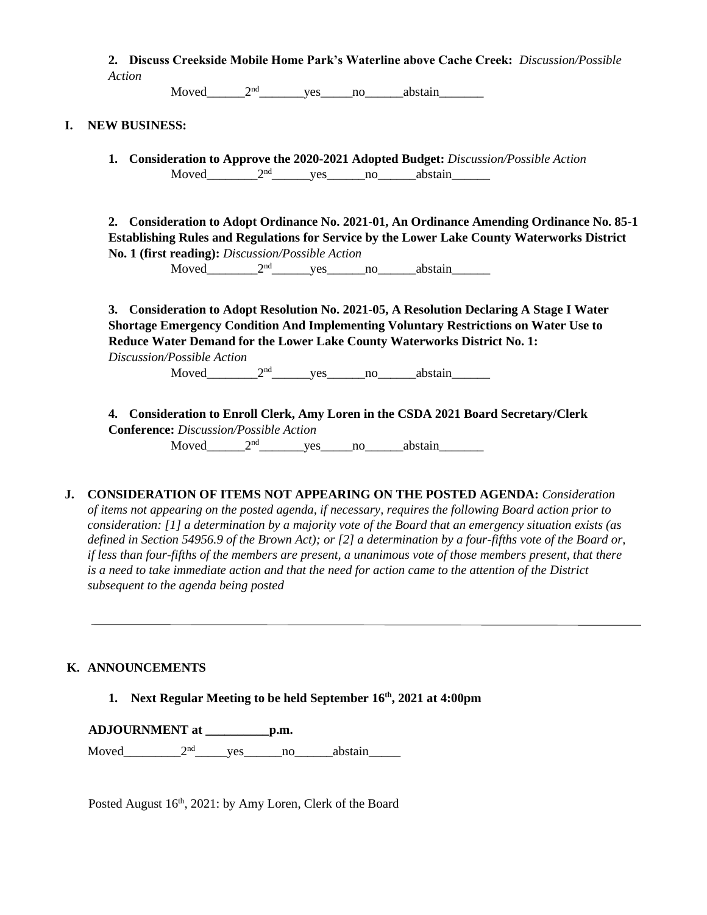**2. Discuss Creekside Mobile Home Park's Waterline above Cache Creek:** *Discussion/Possible Action*

Moved______2nd_______yes_____no______abstain_______

## I. NEW BUSINESS:

**1. Consideration to Approve the 2020-2021 Adopted Budget:** *Discussion/Possible Action*

Moved________2nd______yes______no______abstain______

**2. Consideration to Adopt Ordinance No. 2021-01, An Ordinance Amending Ordinance No. 85-1 Establishing Rules and Regulations for Service by the Lower Lake County Waterworks District No. 1 (first reading):** *Discussion/Possible Action*

Moved________2nd______yes______no______abstain______

**3. Consideration to Adopt Resolution No. 2021-05, A Resolution Declaring A Stage I Water Shortage Emergency Condition And Implementing Voluntary Restrictions on Water Use to Reduce Water Demand for the Lower Lake County Waterworks District No. 1:** *Discussion/Possible Action*

Moved________2nd______yes______no______abstain______

**4. Consideration to Enroll Clerk, Amy Loren in the CSDA 2021 Board Secretary/Clerk Conference:** *Discussion/Possible Action*

Moved______2nd_______yes_____no______abstain_______

## J. CONSIDERATION OF ITEMS NOT APPEARING ON THE POSTED AGENDA:

*Consideration of items not appearing on the posted agenda, if necessary, requires the following Board action prior to consideration: [1] a determination by a majority vote of the Board that an emergency situation exists (as defined in Section 54956.9 of the Brown Act); or [2] a determination by a four-fifths vote of the Board or, if less than four-fifths of the members are present, a unanimous vote of those members present, that there is a need to take immediate action and that the need for action came to the attention of the District subsequent to the agenda being posted*

---

## K. ANNOUNCEMENTS

**1. Next Regular Meeting to be held September 16th, 2021 at 4:00pm**

**ADJOURNMENT at __________p.m.**

Moved_________2nd_____yes______no______abstain_____

Posted August 16th, 2021: by Amy Loren, Clerk of the Board